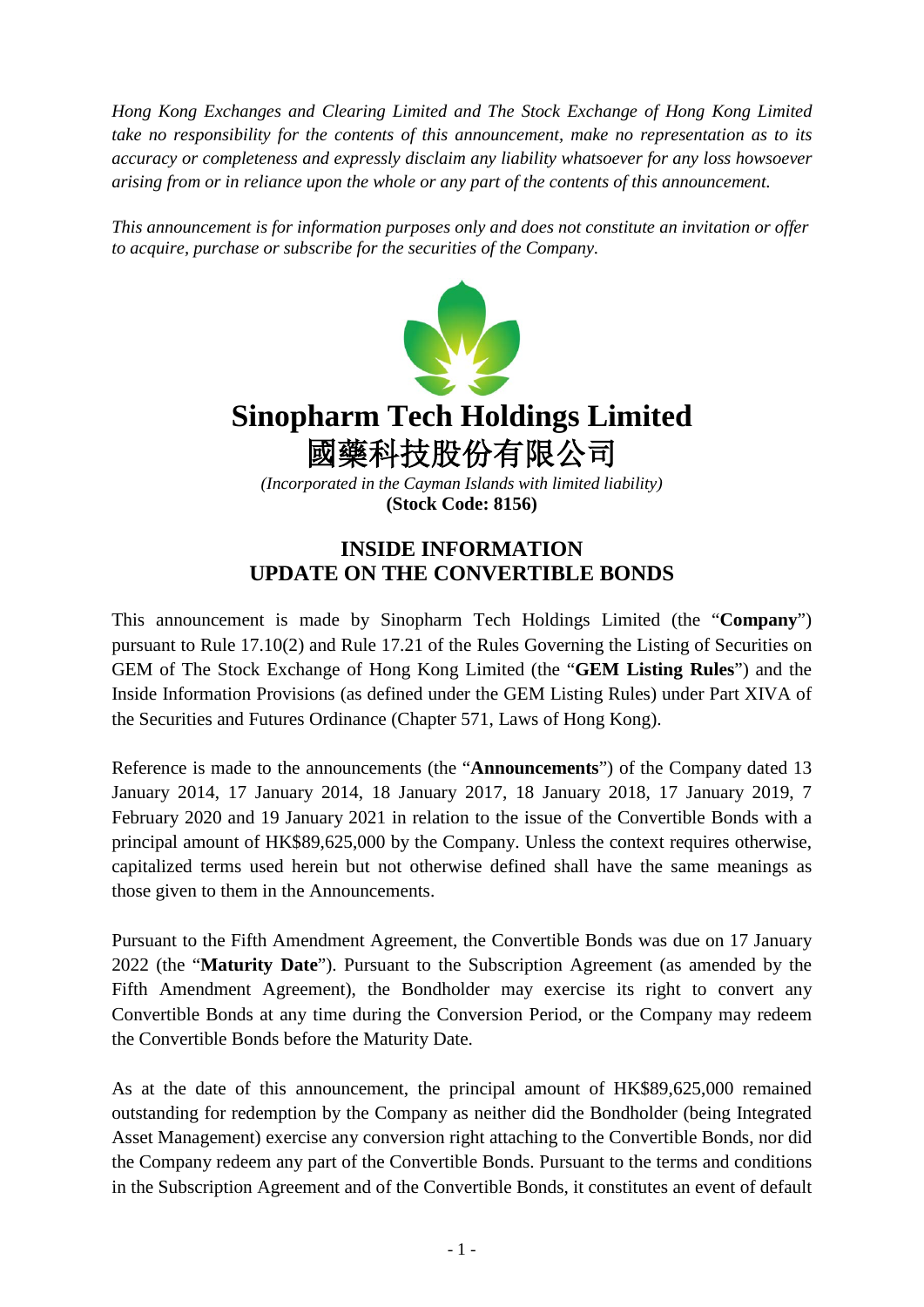*Hong Kong Exchanges and Clearing Limited and The Stock Exchange of Hong Kong Limited take no responsibility for the contents of this announcement, make no representation as to its accuracy or completeness and expressly disclaim any liability whatsoever for any loss howsoever arising from or in reliance upon the whole or any part of the contents of this announcement.*

*This announcement is for information purposes only and does not constitute an invitation or offer to acquire, purchase or subscribe for the securities of the Company.*

# Sinopharm Tech Holdings Limited
# 國藥科技股份有限公司

*(Incorporated in the Cayman Islands with limited liability)*

**(Stock Code: 8156)**

## INSIDE INFORMATION
## UPDATE ON THE CONVERTIBLE BONDS

This announcement is made by Sinopharm Tech Holdings Limited (the "**Company**") pursuant to Rule 17.10(2) and Rule 17.21 of the Rules Governing the Listing of Securities on GEM of The Stock Exchange of Hong Kong Limited (the "**GEM Listing Rules**") and the Inside Information Provisions (as defined under the GEM Listing Rules) under Part XIVA of the Securities and Futures Ordinance (Chapter 571, Laws of Hong Kong).

Reference is made to the announcements (the "**Announcements**") of the Company dated 13 January 2014, 17 January 2014, 18 January 2017, 18 January 2018, 17 January 2019, 7 February 2020 and 19 January 2021 in relation to the issue of the Convertible Bonds with a principal amount of HK$89,625,000 by the Company. Unless the context requires otherwise, capitalized terms used herein but not otherwise defined shall have the same meanings as those given to them in the Announcements.

Pursuant to the Fifth Amendment Agreement, the Convertible Bonds was due on 17 January 2022 (the "**Maturity Date**"). Pursuant to the Subscription Agreement (as amended by the Fifth Amendment Agreement), the Bondholder may exercise its right to convert any Convertible Bonds at any time during the Conversion Period, or the Company may redeem the Convertible Bonds before the Maturity Date.

As at the date of this announcement, the principal amount of HK$89,625,000 remained outstanding for redemption by the Company as neither did the Bondholder (being Integrated Asset Management) exercise any conversion right attaching to the Convertible Bonds, nor did the Company redeem any part of the Convertible Bonds. Pursuant to the terms and conditions in the Subscription Agreement and of the Convertible Bonds, it constitutes an event of default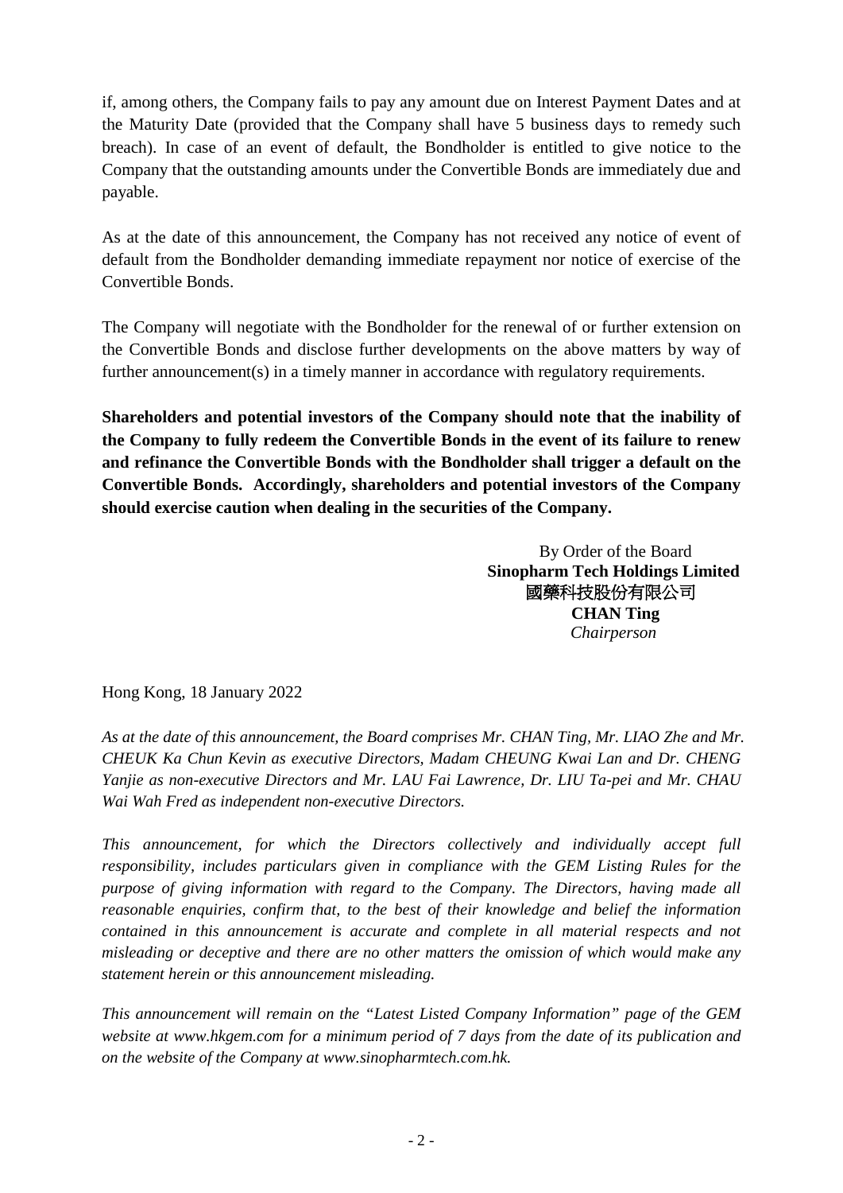if, among others, the Company fails to pay any amount due on Interest Payment Dates and at the Maturity Date (provided that the Company shall have 5 business days to remedy such breach). In case of an event of default, the Bondholder is entitled to give notice to the Company that the outstanding amounts under the Convertible Bonds are immediately due and payable.

As at the date of this announcement, the Company has not received any notice of event of default from the Bondholder demanding immediate repayment nor notice of exercise of the Convertible Bonds.

The Company will negotiate with the Bondholder for the renewal of or further extension on the Convertible Bonds and disclose further developments on the above matters by way of further announcement(s) in a timely manner in accordance with regulatory requirements.

**Shareholders and potential investors of the Company should note that the inability of the Company to fully redeem the Convertible Bonds in the event of its failure to renew and refinance the Convertible Bonds with the Bondholder shall trigger a default on the Convertible Bonds. Accordingly, shareholders and potential investors of the Company should exercise caution when dealing in the securities of the Company.**

By Order of the Board
**Sinopharm Tech Holdings Limited**
**國藥科技股份有限公司**
**CHAN Ting**
*Chairperson*

Hong Kong, 18 January 2022

*As at the date of this announcement, the Board comprises Mr. CHAN Ting, Mr. LIAO Zhe and Mr. CHEUK Ka Chun Kevin as executive Directors, Madam CHEUNG Kwai Lan and Dr. CHENG Yanjie as non-executive Directors and Mr. LAU Fai Lawrence, Dr. LIU Ta-pei and Mr. CHAU Wai Wah Fred as independent non-executive Directors.*

*This announcement, for which the Directors collectively and individually accept full responsibility, includes particulars given in compliance with the GEM Listing Rules for the purpose of giving information with regard to the Company. The Directors, having made all reasonable enquiries, confirm that, to the best of their knowledge and belief the information contained in this announcement is accurate and complete in all material respects and not misleading or deceptive and there are no other matters the omission of which would make any statement herein or this announcement misleading.*

*This announcement will remain on the "Latest Listed Company Information" page of the GEM website at www.hkgem.com for a minimum period of 7 days from the date of its publication and on the website of the Company at www.sinopharmtech.com.hk.*